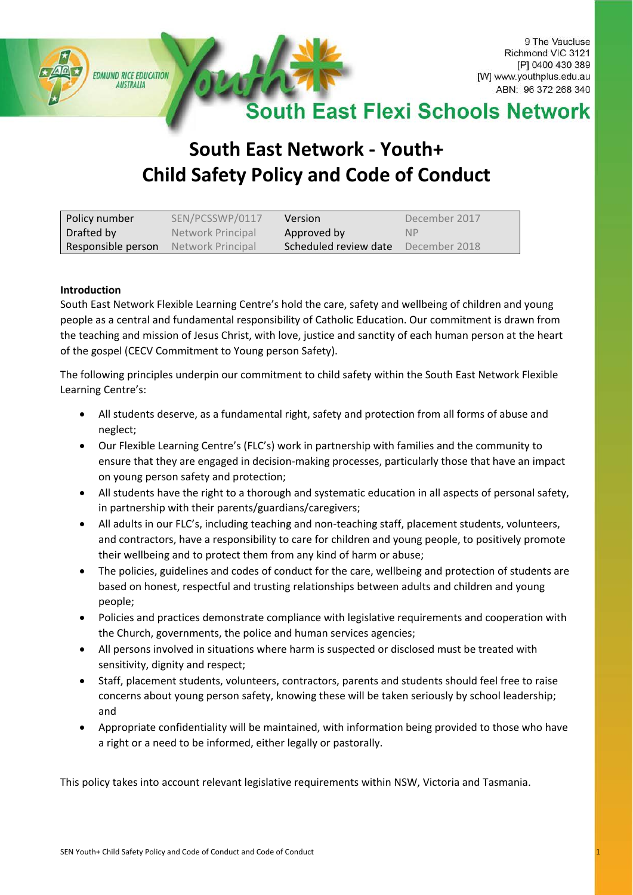9 The Vaucluse
Richmond VIC 3121
[P] 0400 430 389
[W] www.youthplus.edu.au
ABN: 96 372 268 340

EDMUND RICE EDUCATION AUSTRALIA

South East Flexi Schools Network

# South East Network - Youth+
# Child Safety Policy and Code of Conduct

| Policy number | SEN/PCSSWP/0117 | Version | December 2017 |
|---|---|---|---|
| Drafted by | Network Principal | Approved by | NP |
| Responsible person | Network Principal | Scheduled review date | December 2018 |

**Introduction**

South East Network Flexible Learning Centre's hold the care, safety and wellbeing of children and young people as a central and fundamental responsibility of Catholic Education. Our commitment is drawn from the teaching and mission of Jesus Christ, with love, justice and sanctity of each human person at the heart of the gospel (CECV Commitment to Young person Safety).

The following principles underpin our commitment to child safety within the South East Network Flexible Learning Centre's:

- All students deserve, as a fundamental right, safety and protection from all forms of abuse and neglect;
- Our Flexible Learning Centre's (FLC's) work in partnership with families and the community to ensure that they are engaged in decision-making processes, particularly those that have an impact on young person safety and protection;
- All students have the right to a thorough and systematic education in all aspects of personal safety, in partnership with their parents/guardians/caregivers;
- All adults in our FLC's, including teaching and non-teaching staff, placement students, volunteers, and contractors, have a responsibility to care for children and young people, to positively promote their wellbeing and to protect them from any kind of harm or abuse;
- The policies, guidelines and codes of conduct for the care, wellbeing and protection of students are based on honest, respectful and trusting relationships between adults and children and young people;
- Policies and practices demonstrate compliance with legislative requirements and cooperation with the Church, governments, the police and human services agencies;
- All persons involved in situations where harm is suspected or disclosed must be treated with sensitivity, dignity and respect;
- Staff, placement students, volunteers, contractors, parents and students should feel free to raise concerns about young person safety, knowing these will be taken seriously by school leadership; and
- Appropriate confidentiality will be maintained, with information being provided to those who have a right or a need to be informed, either legally or pastorally.

This policy takes into account relevant legislative requirements within NSW, Victoria and Tasmania.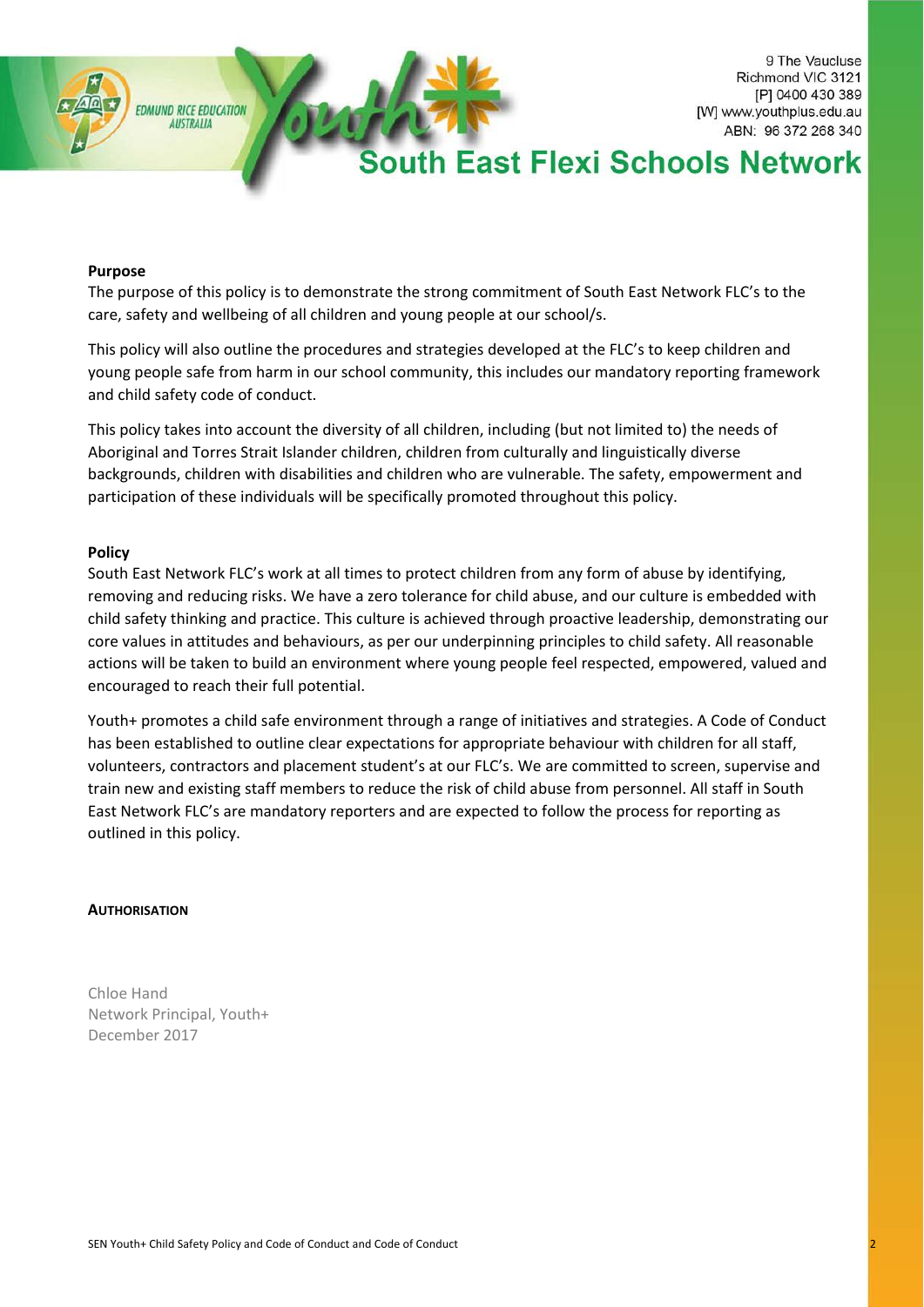9 The Vaucluse
Richmond VIC 3121
[P] 0400 430 389
[W] www.youthplus.edu.au
ABN: 96 372 268 340

South East Flexi Schools Network

**Purpose**

The purpose of this policy is to demonstrate the strong commitment of South East Network FLC's to the care, safety and wellbeing of all children and young people at our school/s.

This policy will also outline the procedures and strategies developed at the FLC's to keep children and young people safe from harm in our school community, this includes our mandatory reporting framework and child safety code of conduct.

This policy takes into account the diversity of all children, including (but not limited to) the needs of Aboriginal and Torres Strait Islander children, children from culturally and linguistically diverse backgrounds, children with disabilities and children who are vulnerable. The safety, empowerment and participation of these individuals will be specifically promoted throughout this policy.

**Policy**

South East Network FLC's work at all times to protect children from any form of abuse by identifying, removing and reducing risks. We have a zero tolerance for child abuse, and our culture is embedded with child safety thinking and practice. This culture is achieved through proactive leadership, demonstrating our core values in attitudes and behaviours, as per our underpinning principles to child safety. All reasonable actions will be taken to build an environment where young people feel respected, empowered, valued and encouraged to reach their full potential.

Youth+ promotes a child safe environment through a range of initiatives and strategies. A Code of Conduct has been established to outline clear expectations for appropriate behaviour with children for all staff, volunteers, contractors and placement student's at our FLC's. We are committed to screen, supervise and train new and existing staff members to reduce the risk of child abuse from personnel. All staff in South East Network FLC's are mandatory reporters and are expected to follow the process for reporting as outlined in this policy.

**AUTHORISATION**

Chloe Hand
Network Principal, Youth+
December 2017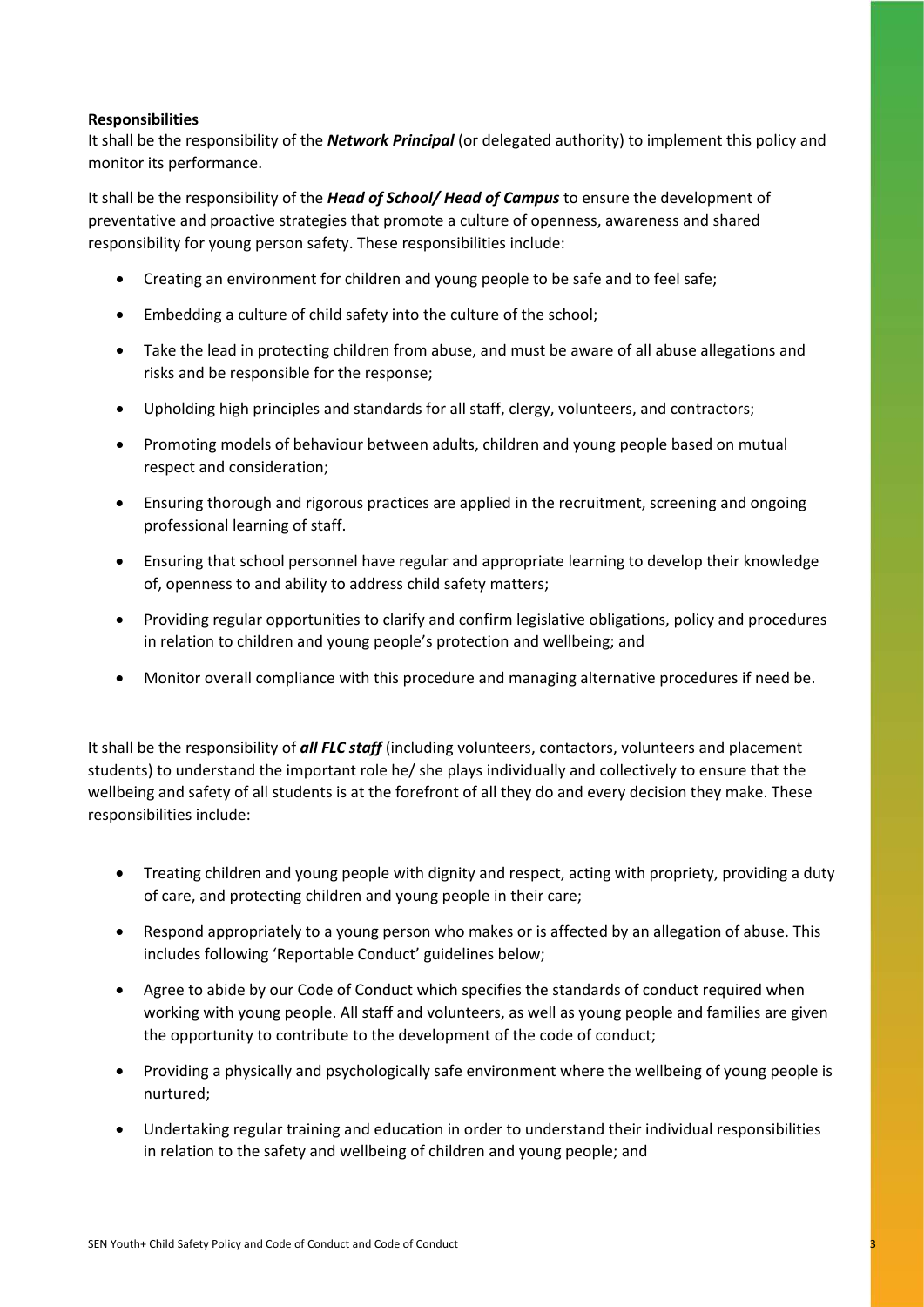**Responsibilities**

It shall be the responsibility of the ***Network Principal*** (or delegated authority) to implement this policy and monitor its performance.

It shall be the responsibility of the ***Head of School/ Head of Campus*** to ensure the development of preventative and proactive strategies that promote a culture of openness, awareness and shared responsibility for young person safety. These responsibilities include:

- Creating an environment for children and young people to be safe and to feel safe;
- Embedding a culture of child safety into the culture of the school;
- Take the lead in protecting children from abuse, and must be aware of all abuse allegations and risks and be responsible for the response;
- Upholding high principles and standards for all staff, clergy, volunteers, and contractors;
- Promoting models of behaviour between adults, children and young people based on mutual respect and consideration;
- Ensuring thorough and rigorous practices are applied in the recruitment, screening and ongoing professional learning of staff.
- Ensuring that school personnel have regular and appropriate learning to develop their knowledge of, openness to and ability to address child safety matters;
- Providing regular opportunities to clarify and confirm legislative obligations, policy and procedures in relation to children and young people's protection and wellbeing; and
- Monitor overall compliance with this procedure and managing alternative procedures if need be.

It shall be the responsibility of ***all FLC staff*** (including volunteers, contactors, volunteers and placement students) to understand the important role he/ she plays individually and collectively to ensure that the wellbeing and safety of all students is at the forefront of all they do and every decision they make. These responsibilities include:

- Treating children and young people with dignity and respect, acting with propriety, providing a duty of care, and protecting children and young people in their care;
- Respond appropriately to a young person who makes or is affected by an allegation of abuse. This includes following 'Reportable Conduct' guidelines below;
- Agree to abide by our Code of Conduct which specifies the standards of conduct required when working with young people. All staff and volunteers, as well as young people and families are given the opportunity to contribute to the development of the code of conduct;
- Providing a physically and psychologically safe environment where the wellbeing of young people is nurtured;
- Undertaking regular training and education in order to understand their individual responsibilities in relation to the safety and wellbeing of children and young people; and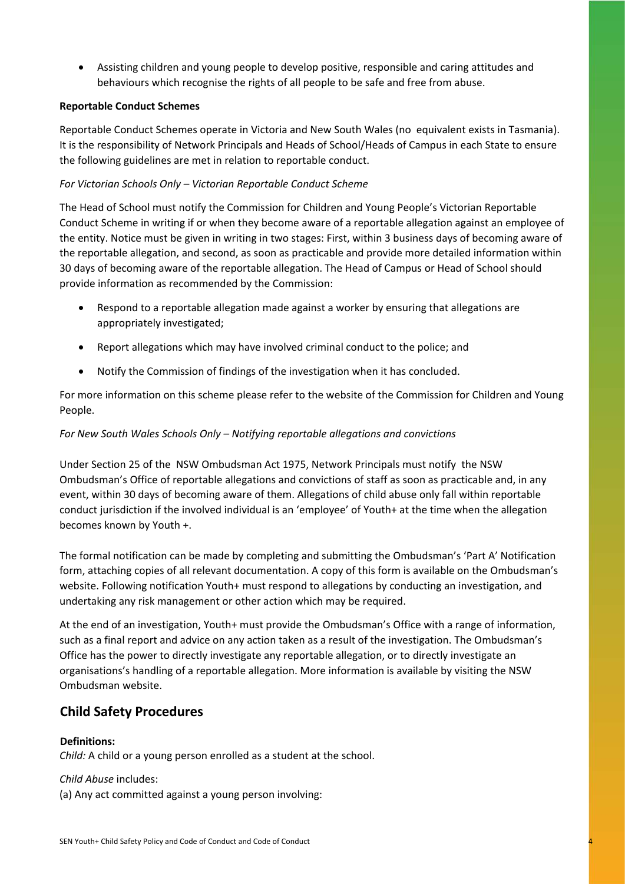- Assisting children and young people to develop positive, responsible and caring attitudes and behaviours which recognise the rights of all people to be safe and free from abuse.

**Reportable Conduct Schemes**

Reportable Conduct Schemes operate in Victoria and New South Wales (no equivalent exists in Tasmania). It is the responsibility of Network Principals and Heads of School/Heads of Campus in each State to ensure the following guidelines are met in relation to reportable conduct.

*For Victorian Schools Only – Victorian Reportable Conduct Scheme*

The Head of School must notify the Commission for Children and Young People's Victorian Reportable Conduct Scheme in writing if or when they become aware of a reportable allegation against an employee of the entity. Notice must be given in writing in two stages: First, within 3 business days of becoming aware of the reportable allegation, and second, as soon as practicable and provide more detailed information within 30 days of becoming aware of the reportable allegation. The Head of Campus or Head of School should provide information as recommended by the Commission:

- Respond to a reportable allegation made against a worker by ensuring that allegations are appropriately investigated;
- Report allegations which may have involved criminal conduct to the police; and
- Notify the Commission of findings of the investigation when it has concluded.

For more information on this scheme please refer to the website of the Commission for Children and Young People.

*For New South Wales Schools Only – Notifying reportable allegations and convictions*

Under Section 25 of the NSW Ombudsman Act 1975, Network Principals must notify the NSW Ombudsman's Office of reportable allegations and convictions of staff as soon as practicable and, in any event, within 30 days of becoming aware of them. Allegations of child abuse only fall within reportable conduct jurisdiction if the involved individual is an 'employee' of Youth+ at the time when the allegation becomes known by Youth +.

The formal notification can be made by completing and submitting the Ombudsman's 'Part A' Notification form, attaching copies of all relevant documentation. A copy of this form is available on the Ombudsman's website. Following notification Youth+ must respond to allegations by conducting an investigation, and undertaking any risk management or other action which may be required.

At the end of an investigation, Youth+ must provide the Ombudsman's Office with a range of information, such as a final report and advice on any action taken as a result of the investigation. The Ombudsman's Office has the power to directly investigate any reportable allegation, or to directly investigate an organisations's handling of a reportable allegation. More information is available by visiting the NSW Ombudsman website.

## Child Safety Procedures

**Definitions:**
*Child:* A child or a young person enrolled as a student at the school.

*Child Abuse* includes:
(a) Any act committed against a young person involving: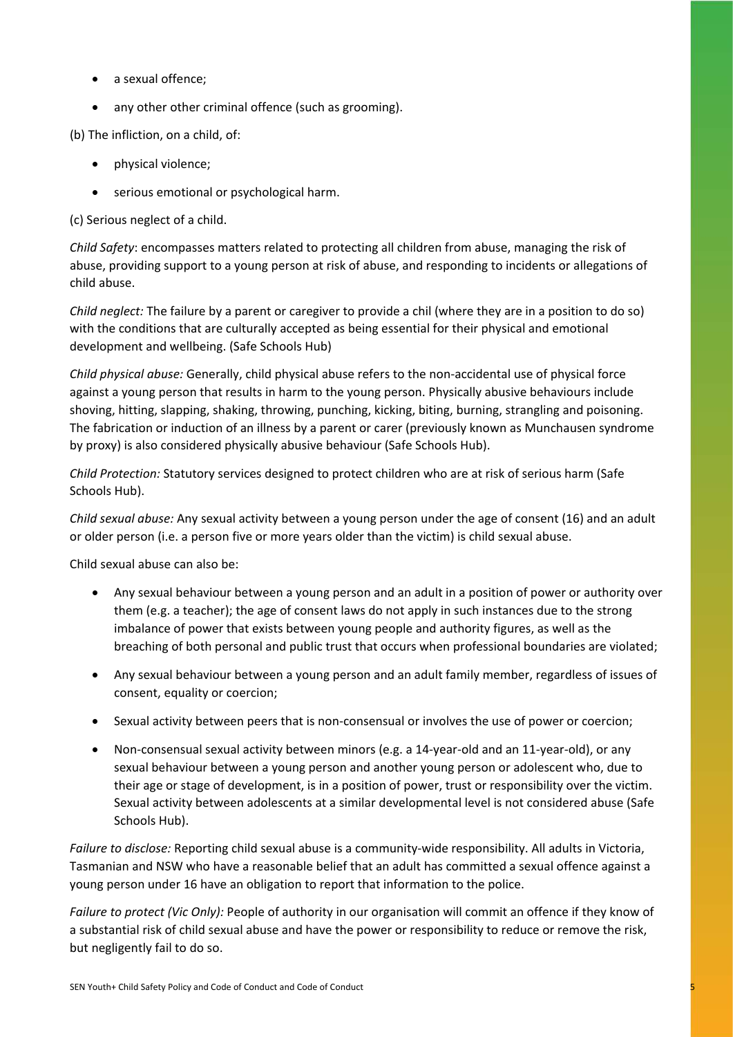- a sexual offence;
- any other other criminal offence (such as grooming).

(b) The infliction, on a child, of:

- physical violence;
- serious emotional or psychological harm.

(c) Serious neglect of a child.

*Child Safety*: encompasses matters related to protecting all children from abuse, managing the risk of abuse, providing support to a young person at risk of abuse, and responding to incidents or allegations of child abuse.

*Child neglect:* The failure by a parent or caregiver to provide a chil (where they are in a position to do so) with the conditions that are culturally accepted as being essential for their physical and emotional development and wellbeing. (Safe Schools Hub)

*Child physical abuse:* Generally, child physical abuse refers to the non-accidental use of physical force against a young person that results in harm to the young person. Physically abusive behaviours include shoving, hitting, slapping, shaking, throwing, punching, kicking, biting, burning, strangling and poisoning. The fabrication or induction of an illness by a parent or carer (previously known as Munchausen syndrome by proxy) is also considered physically abusive behaviour (Safe Schools Hub).

*Child Protection:* Statutory services designed to protect children who are at risk of serious harm (Safe Schools Hub).

*Child sexual abuse:* Any sexual activity between a young person under the age of consent (16) and an adult or older person (i.e. a person five or more years older than the victim) is child sexual abuse.

Child sexual abuse can also be:

- Any sexual behaviour between a young person and an adult in a position of power or authority over them (e.g. a teacher); the age of consent laws do not apply in such instances due to the strong imbalance of power that exists between young people and authority figures, as well as the breaching of both personal and public trust that occurs when professional boundaries are violated;
- Any sexual behaviour between a young person and an adult family member, regardless of issues of consent, equality or coercion;
- Sexual activity between peers that is non-consensual or involves the use of power or coercion;
- Non-consensual sexual activity between minors (e.g. a 14-year-old and an 11-year-old), or any sexual behaviour between a young person and another young person or adolescent who, due to their age or stage of development, is in a position of power, trust or responsibility over the victim. Sexual activity between adolescents at a similar developmental level is not considered abuse (Safe Schools Hub).

*Failure to disclose:* Reporting child sexual abuse is a community-wide responsibility. All adults in Victoria, Tasmanian and NSW who have a reasonable belief that an adult has committed a sexual offence against a young person under 16 have an obligation to report that information to the police.

*Failure to protect (Vic Only):* People of authority in our organisation will commit an offence if they know of a substantial risk of child sexual abuse and have the power or responsibility to reduce or remove the risk, but negligently fail to do so.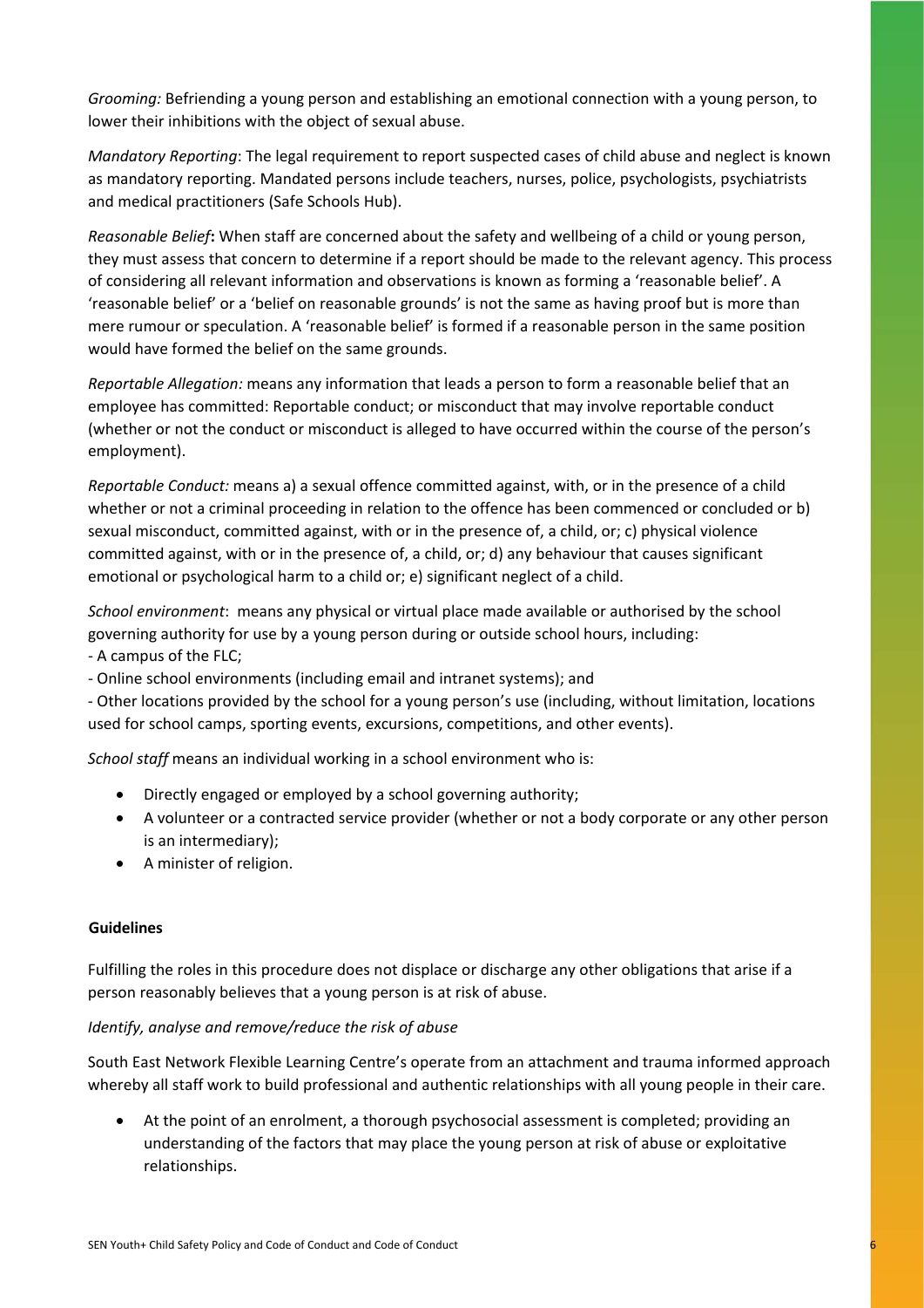*Grooming:* Befriending a young person and establishing an emotional connection with a young person, to lower their inhibitions with the object of sexual abuse.

*Mandatory Reporting*: The legal requirement to report suspected cases of child abuse and neglect is known as mandatory reporting. Mandated persons include teachers, nurses, police, psychologists, psychiatrists and medical practitioners (Safe Schools Hub).

*Reasonable Belief***:** When staff are concerned about the safety and wellbeing of a child or young person, they must assess that concern to determine if a report should be made to the relevant agency. This process of considering all relevant information and observations is known as forming a 'reasonable belief'. A 'reasonable belief' or a 'belief on reasonable grounds' is not the same as having proof but is more than mere rumour or speculation. A 'reasonable belief' is formed if a reasonable person in the same position would have formed the belief on the same grounds.

*Reportable Allegation:* means any information that leads a person to form a reasonable belief that an employee has committed: Reportable conduct; or misconduct that may involve reportable conduct (whether or not the conduct or misconduct is alleged to have occurred within the course of the person's employment).

*Reportable Conduct:* means a) a sexual offence committed against, with, or in the presence of a child whether or not a criminal proceeding in relation to the offence has been commenced or concluded or b) sexual misconduct, committed against, with or in the presence of, a child, or; c) physical violence committed against, with or in the presence of, a child, or; d) any behaviour that causes significant emotional or psychological harm to a child or; e) significant neglect of a child.

*School environment*: means any physical or virtual place made available or authorised by the school governing authority for use by a young person during or outside school hours, including:
- A campus of the FLC;
- Online school environments (including email and intranet systems); and
- Other locations provided by the school for a young person's use (including, without limitation, locations used for school camps, sporting events, excursions, competitions, and other events).

*School staff* means an individual working in a school environment who is:

- Directly engaged or employed by a school governing authority;
- A volunteer or a contracted service provider (whether or not a body corporate or any other person is an intermediary);
- A minister of religion.

**Guidelines**

Fulfilling the roles in this procedure does not displace or discharge any other obligations that arise if a person reasonably believes that a young person is at risk of abuse.

*Identify, analyse and remove/reduce the risk of abuse*

South East Network Flexible Learning Centre's operate from an attachment and trauma informed approach whereby all staff work to build professional and authentic relationships with all young people in their care.

- At the point of an enrolment, a thorough psychosocial assessment is completed; providing an understanding of the factors that may place the young person at risk of abuse or exploitative relationships.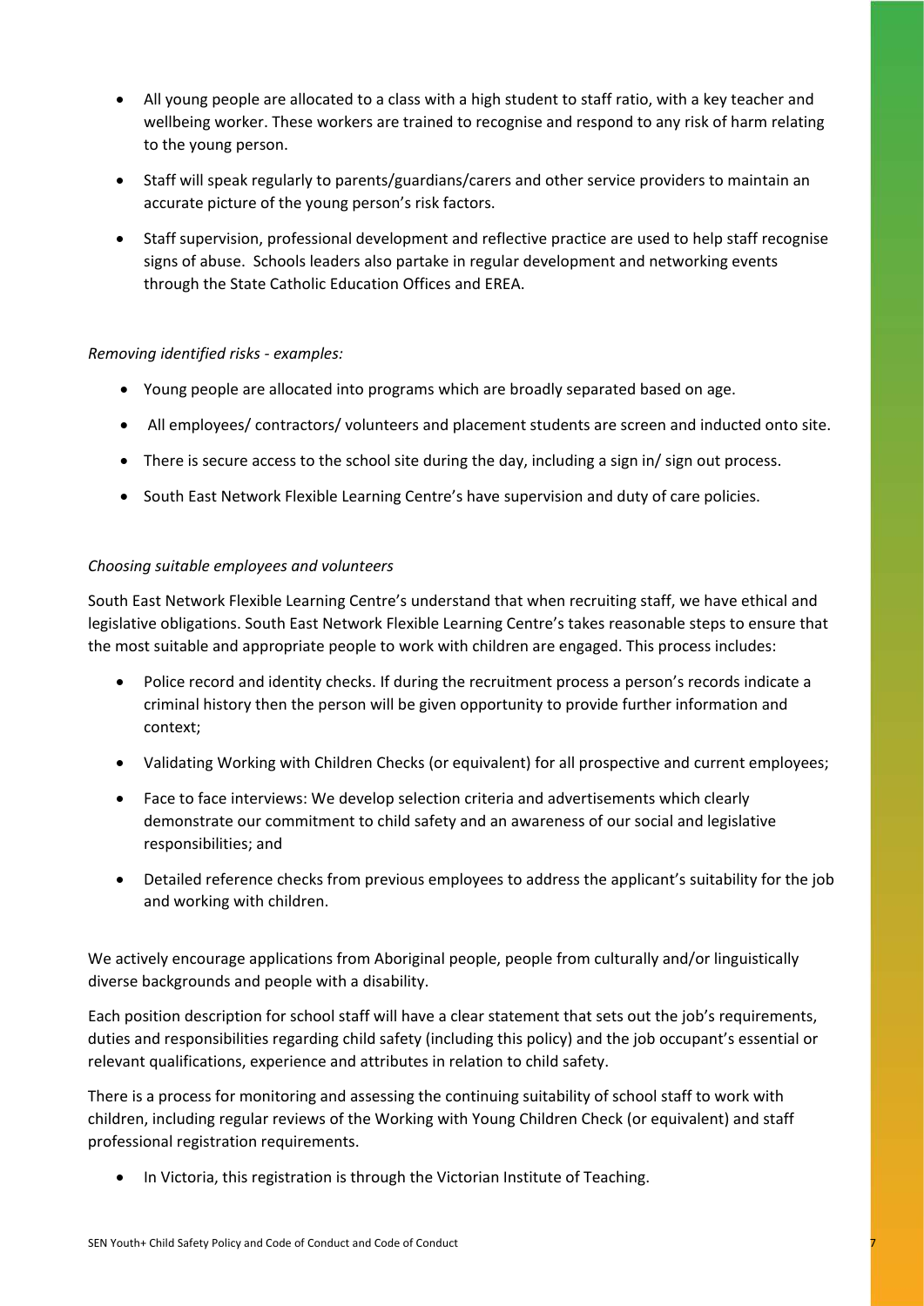- All young people are allocated to a class with a high student to staff ratio, with a key teacher and wellbeing worker. These workers are trained to recognise and respond to any risk of harm relating to the young person.
- Staff will speak regularly to parents/guardians/carers and other service providers to maintain an accurate picture of the young person's risk factors.
- Staff supervision, professional development and reflective practice are used to help staff recognise signs of abuse. Schools leaders also partake in regular development and networking events through the State Catholic Education Offices and EREA.

*Removing identified risks - examples:*

- Young people are allocated into programs which are broadly separated based on age.
- All employees/ contractors/ volunteers and placement students are screen and inducted onto site.
- There is secure access to the school site during the day, including a sign in/ sign out process.
- South East Network Flexible Learning Centre's have supervision and duty of care policies.

*Choosing suitable employees and volunteers*

South East Network Flexible Learning Centre's understand that when recruiting staff, we have ethical and legislative obligations. South East Network Flexible Learning Centre's takes reasonable steps to ensure that the most suitable and appropriate people to work with children are engaged. This process includes:

- Police record and identity checks. If during the recruitment process a person's records indicate a criminal history then the person will be given opportunity to provide further information and context;
- Validating Working with Children Checks (or equivalent) for all prospective and current employees;
- Face to face interviews: We develop selection criteria and advertisements which clearly demonstrate our commitment to child safety and an awareness of our social and legislative responsibilities; and
- Detailed reference checks from previous employees to address the applicant's suitability for the job and working with children.

We actively encourage applications from Aboriginal people, people from culturally and/or linguistically diverse backgrounds and people with a disability.

Each position description for school staff will have a clear statement that sets out the job's requirements, duties and responsibilities regarding child safety (including this policy) and the job occupant's essential or relevant qualifications, experience and attributes in relation to child safety.

There is a process for monitoring and assessing the continuing suitability of school staff to work with children, including regular reviews of the Working with Young Children Check (or equivalent) and staff professional registration requirements.

- In Victoria, this registration is through the Victorian Institute of Teaching.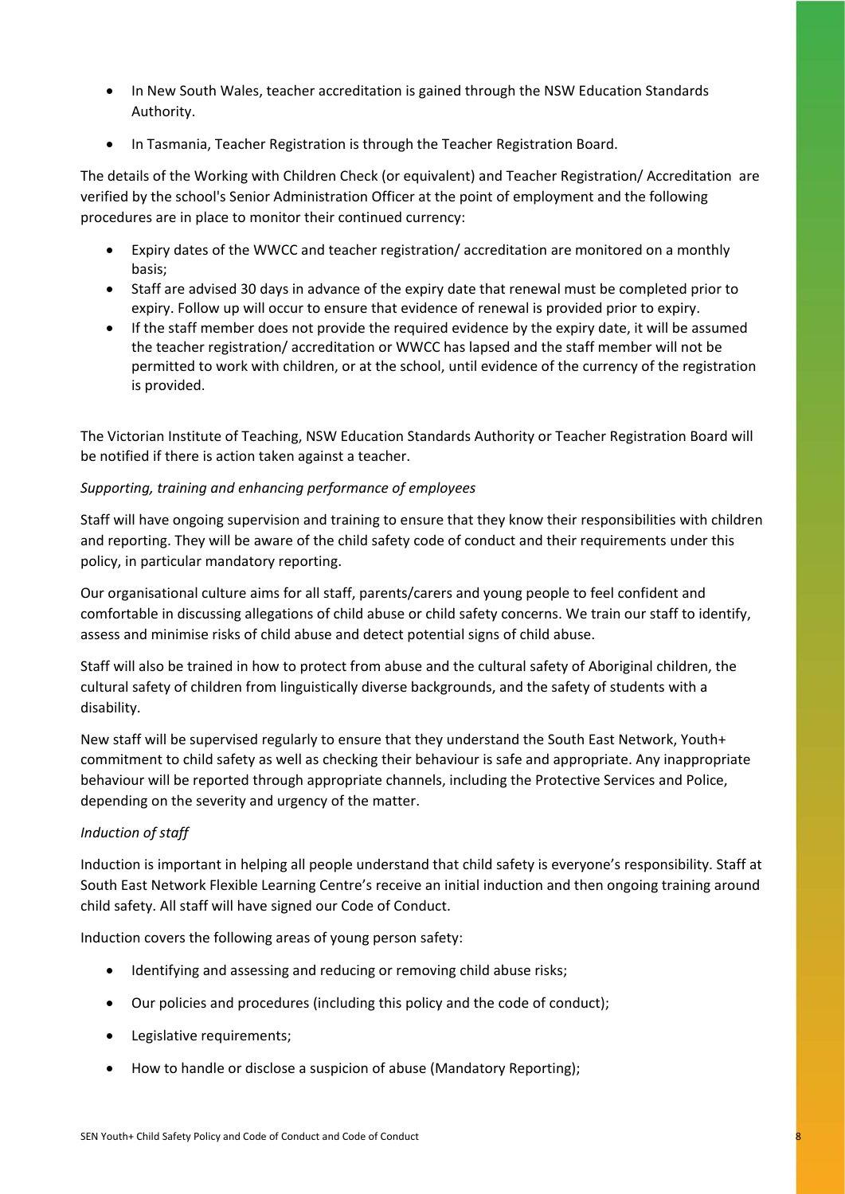- In New South Wales, teacher accreditation is gained through the NSW Education Standards Authority.
- In Tasmania, Teacher Registration is through the Teacher Registration Board.

The details of the Working with Children Check (or equivalent) and Teacher Registration/ Accreditation are verified by the school's Senior Administration Officer at the point of employment and the following procedures are in place to monitor their continued currency:

- Expiry dates of the WWCC and teacher registration/ accreditation are monitored on a monthly basis;
- Staff are advised 30 days in advance of the expiry date that renewal must be completed prior to expiry. Follow up will occur to ensure that evidence of renewal is provided prior to expiry.
- If the staff member does not provide the required evidence by the expiry date, it will be assumed the teacher registration/ accreditation or WWCC has lapsed and the staff member will not be permitted to work with children, or at the school, until evidence of the currency of the registration is provided.

The Victorian Institute of Teaching, NSW Education Standards Authority or Teacher Registration Board will be notified if there is action taken against a teacher.

*Supporting, training and enhancing performance of employees*

Staff will have ongoing supervision and training to ensure that they know their responsibilities with children and reporting. They will be aware of the child safety code of conduct and their requirements under this policy, in particular mandatory reporting.

Our organisational culture aims for all staff, parents/carers and young people to feel confident and comfortable in discussing allegations of child abuse or child safety concerns. We train our staff to identify, assess and minimise risks of child abuse and detect potential signs of child abuse.

Staff will also be trained in how to protect from abuse and the cultural safety of Aboriginal children, the cultural safety of children from linguistically diverse backgrounds, and the safety of students with a disability.

New staff will be supervised regularly to ensure that they understand the South East Network, Youth+ commitment to child safety as well as checking their behaviour is safe and appropriate. Any inappropriate behaviour will be reported through appropriate channels, including the Protective Services and Police, depending on the severity and urgency of the matter.

*Induction of staff*

Induction is important in helping all people understand that child safety is everyone's responsibility. Staff at South East Network Flexible Learning Centre's receive an initial induction and then ongoing training around child safety. All staff will have signed our Code of Conduct.

Induction covers the following areas of young person safety:

- Identifying and assessing and reducing or removing child abuse risks;
- Our policies and procedures (including this policy and the code of conduct);
- Legislative requirements;
- How to handle or disclose a suspicion of abuse (Mandatory Reporting);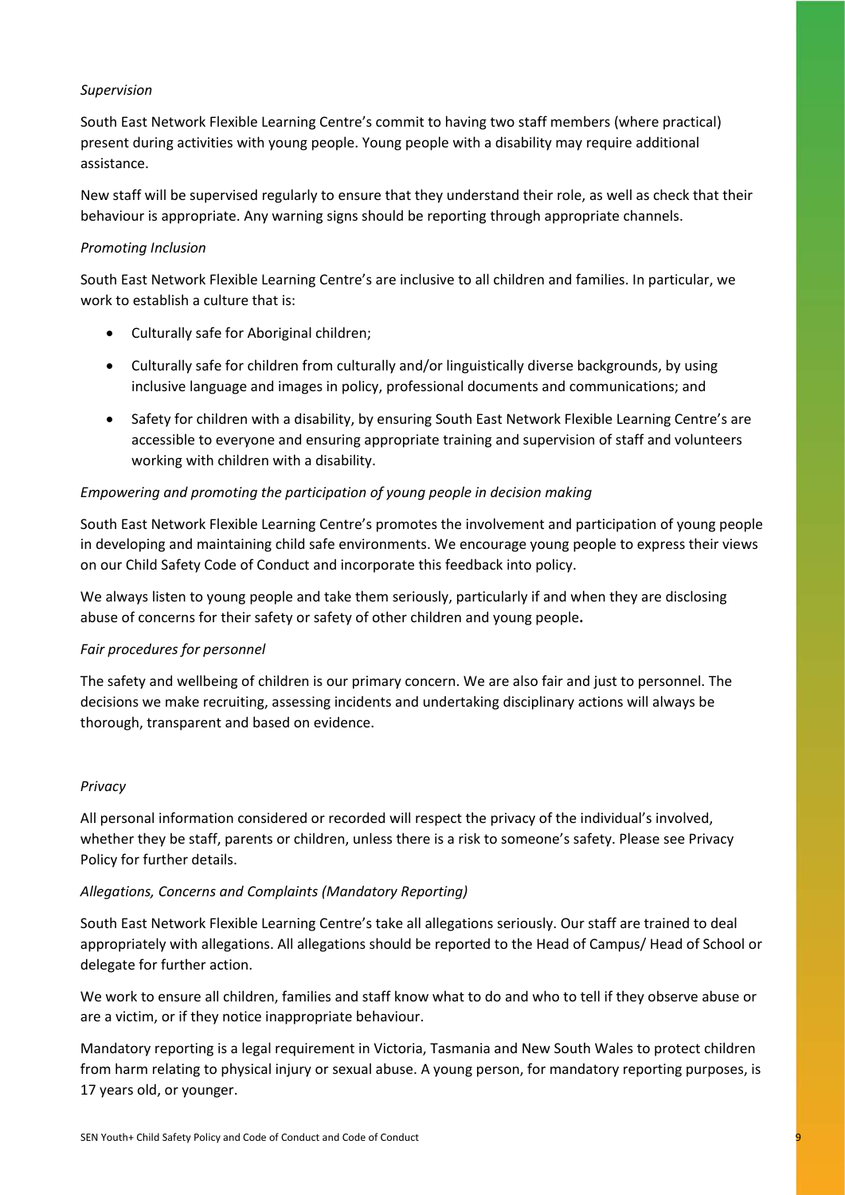*Supervision*

South East Network Flexible Learning Centre's commit to having two staff members (where practical) present during activities with young people. Young people with a disability may require additional assistance.

New staff will be supervised regularly to ensure that they understand their role, as well as check that their behaviour is appropriate. Any warning signs should be reporting through appropriate channels.

*Promoting Inclusion*

South East Network Flexible Learning Centre's are inclusive to all children and families. In particular, we work to establish a culture that is:

- Culturally safe for Aboriginal children;
- Culturally safe for children from culturally and/or linguistically diverse backgrounds, by using inclusive language and images in policy, professional documents and communications; and
- Safety for children with a disability, by ensuring South East Network Flexible Learning Centre's are accessible to everyone and ensuring appropriate training and supervision of staff and volunteers working with children with a disability.

*Empowering and promoting the participation of young people in decision making*

South East Network Flexible Learning Centre's promotes the involvement and participation of young people in developing and maintaining child safe environments. We encourage young people to express their views on our Child Safety Code of Conduct and incorporate this feedback into policy.

We always listen to young people and take them seriously, particularly if and when they are disclosing abuse of concerns for their safety or safety of other children and young people**.**

*Fair procedures for personnel*

The safety and wellbeing of children is our primary concern. We are also fair and just to personnel. The decisions we make recruiting, assessing incidents and undertaking disciplinary actions will always be thorough, transparent and based on evidence.

*Privacy*

All personal information considered or recorded will respect the privacy of the individual's involved, whether they be staff, parents or children, unless there is a risk to someone's safety. Please see Privacy Policy for further details.

*Allegations, Concerns and Complaints (Mandatory Reporting)*

South East Network Flexible Learning Centre's take all allegations seriously. Our staff are trained to deal appropriately with allegations. All allegations should be reported to the Head of Campus/ Head of School or delegate for further action.

We work to ensure all children, families and staff know what to do and who to tell if they observe abuse or are a victim, or if they notice inappropriate behaviour.

Mandatory reporting is a legal requirement in Victoria, Tasmania and New South Wales to protect children from harm relating to physical injury or sexual abuse. A young person, for mandatory reporting purposes, is 17 years old, or younger.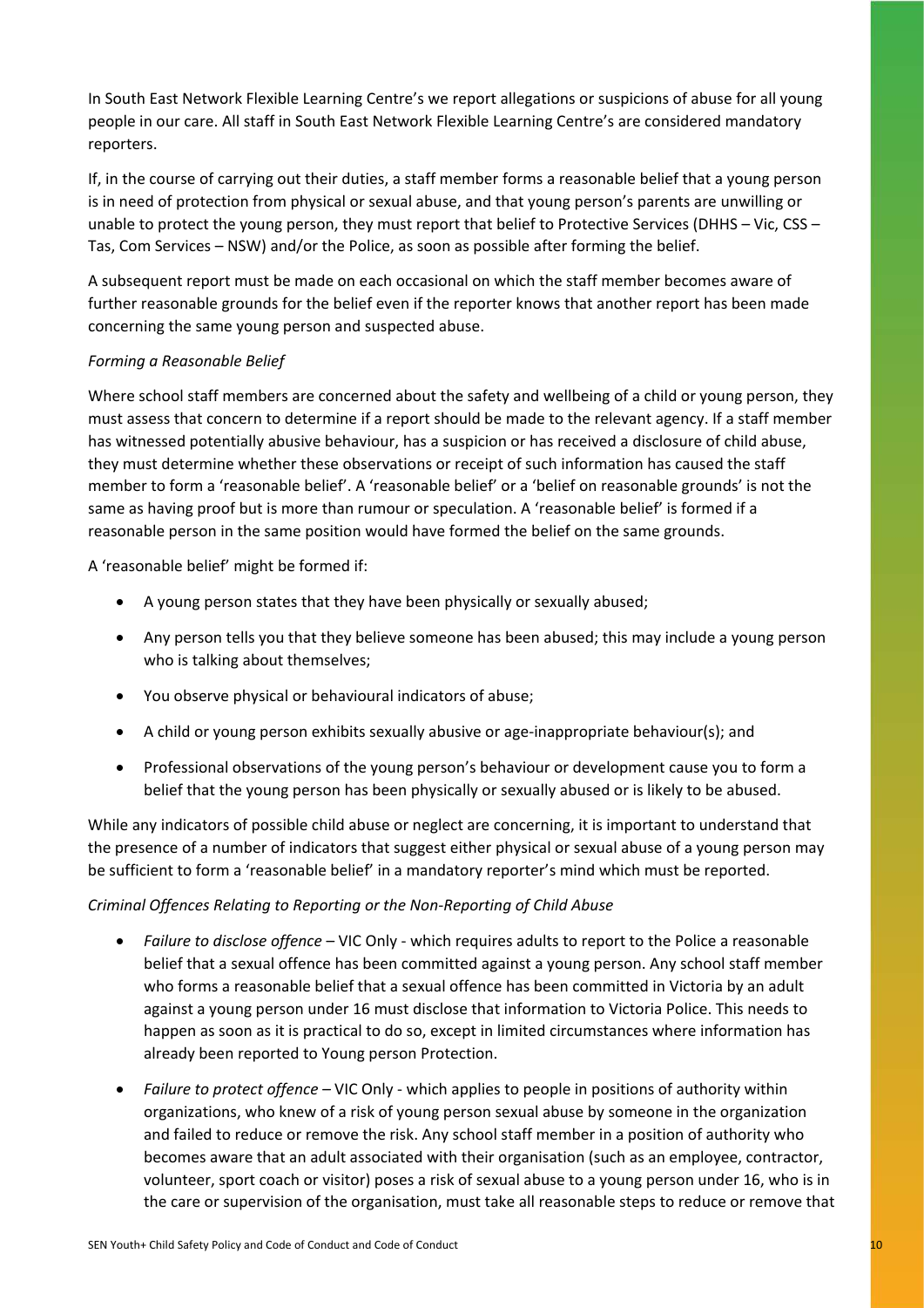In South East Network Flexible Learning Centre's we report allegations or suspicions of abuse for all young people in our care. All staff in South East Network Flexible Learning Centre's are considered mandatory reporters.

If, in the course of carrying out their duties, a staff member forms a reasonable belief that a young person is in need of protection from physical or sexual abuse, and that young person's parents are unwilling or unable to protect the young person, they must report that belief to Protective Services (DHHS – Vic, CSS – Tas, Com Services – NSW) and/or the Police, as soon as possible after forming the belief.

A subsequent report must be made on each occasional on which the staff member becomes aware of further reasonable grounds for the belief even if the reporter knows that another report has been made concerning the same young person and suspected abuse.

*Forming a Reasonable Belief*

Where school staff members are concerned about the safety and wellbeing of a child or young person, they must assess that concern to determine if a report should be made to the relevant agency. If a staff member has witnessed potentially abusive behaviour, has a suspicion or has received a disclosure of child abuse, they must determine whether these observations or receipt of such information has caused the staff member to form a 'reasonable belief'. A 'reasonable belief' or a 'belief on reasonable grounds' is not the same as having proof but is more than rumour or speculation. A 'reasonable belief' is formed if a reasonable person in the same position would have formed the belief on the same grounds.

A 'reasonable belief' might be formed if:

- A young person states that they have been physically or sexually abused;
- Any person tells you that they believe someone has been abused; this may include a young person who is talking about themselves;
- You observe physical or behavioural indicators of abuse;
- A child or young person exhibits sexually abusive or age-inappropriate behaviour(s); and
- Professional observations of the young person's behaviour or development cause you to form a belief that the young person has been physically or sexually abused or is likely to be abused.

While any indicators of possible child abuse or neglect are concerning, it is important to understand that the presence of a number of indicators that suggest either physical or sexual abuse of a young person may be sufficient to form a 'reasonable belief' in a mandatory reporter's mind which must be reported.

*Criminal Offences Relating to Reporting or the Non-Reporting of Child Abuse*

- *Failure to disclose offence* – VIC Only - which requires adults to report to the Police a reasonable belief that a sexual offence has been committed against a young person. Any school staff member who forms a reasonable belief that a sexual offence has been committed in Victoria by an adult against a young person under 16 must disclose that information to Victoria Police. This needs to happen as soon as it is practical to do so, except in limited circumstances where information has already been reported to Young person Protection.
- *Failure to protect offence* – VIC Only - which applies to people in positions of authority within organizations, who knew of a risk of young person sexual abuse by someone in the organization and failed to reduce or remove the risk. Any school staff member in a position of authority who becomes aware that an adult associated with their organisation (such as an employee, contractor, volunteer, sport coach or visitor) poses a risk of sexual abuse to a young person under 16, who is in the care or supervision of the organisation, must take all reasonable steps to reduce or remove that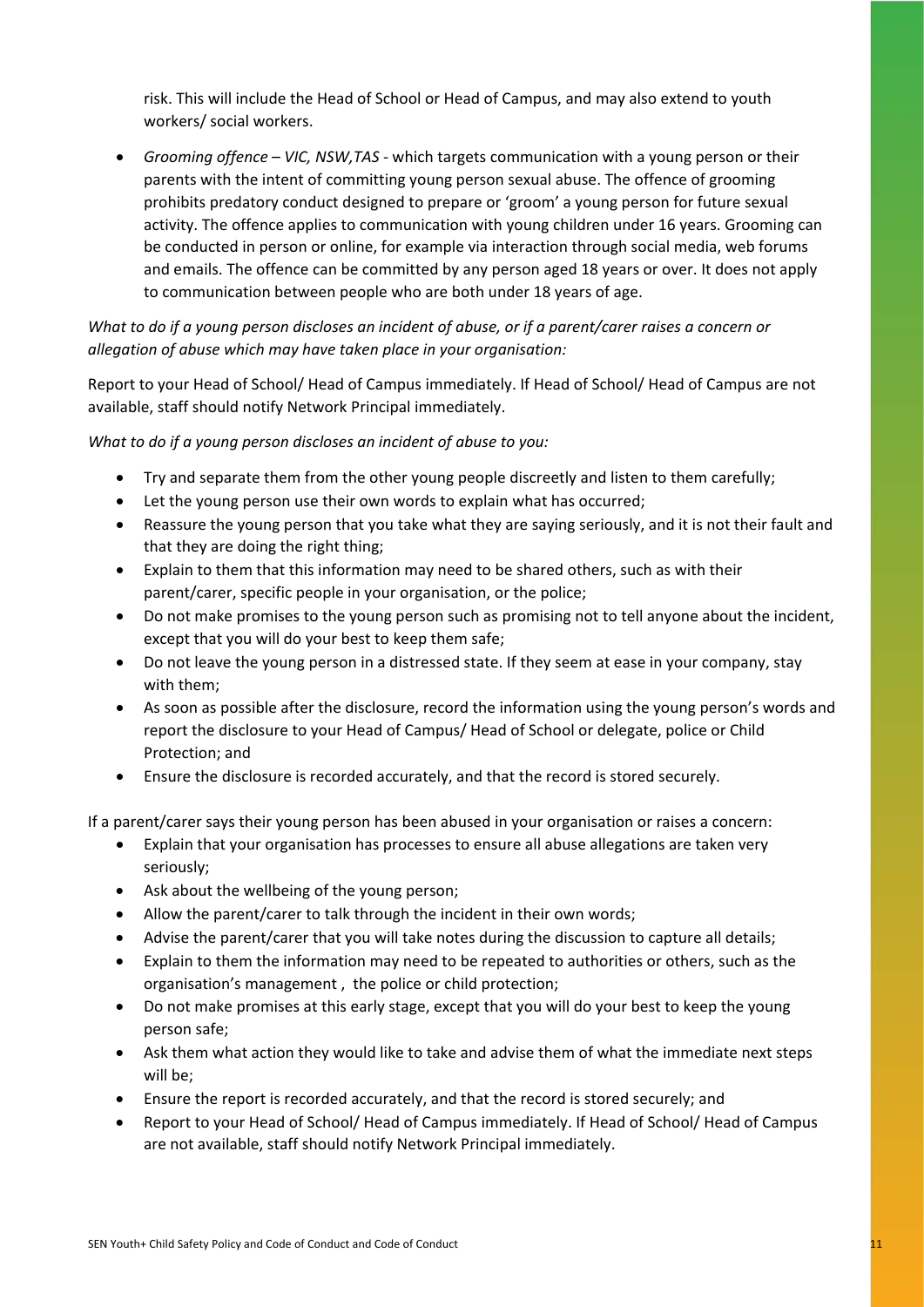risk. This will include the Head of School or Head of Campus, and may also extend to youth workers/ social workers.

- *Grooming offence – VIC, NSW,TAS* - which targets communication with a young person or their parents with the intent of committing young person sexual abuse. The offence of grooming prohibits predatory conduct designed to prepare or 'groom' a young person for future sexual activity. The offence applies to communication with young children under 16 years. Grooming can be conducted in person or online, for example via interaction through social media, web forums and emails. The offence can be committed by any person aged 18 years or over. It does not apply to communication between people who are both under 18 years of age.

*What to do if a young person discloses an incident of abuse, or if a parent/carer raises a concern or allegation of abuse which may have taken place in your organisation:*

Report to your Head of School/ Head of Campus immediately. If Head of School/ Head of Campus are not available, staff should notify Network Principal immediately.

*What to do if a young person discloses an incident of abuse to you:*

- Try and separate them from the other young people discreetly and listen to them carefully;
- Let the young person use their own words to explain what has occurred;
- Reassure the young person that you take what they are saying seriously, and it is not their fault and that they are doing the right thing;
- Explain to them that this information may need to be shared others, such as with their parent/carer, specific people in your organisation, or the police;
- Do not make promises to the young person such as promising not to tell anyone about the incident, except that you will do your best to keep them safe;
- Do not leave the young person in a distressed state. If they seem at ease in your company, stay with them;
- As soon as possible after the disclosure, record the information using the young person's words and report the disclosure to your Head of Campus/ Head of School or delegate, police or Child Protection; and
- Ensure the disclosure is recorded accurately, and that the record is stored securely.

If a parent/carer says their young person has been abused in your organisation or raises a concern:

- Explain that your organisation has processes to ensure all abuse allegations are taken very seriously;
- Ask about the wellbeing of the young person;
- Allow the parent/carer to talk through the incident in their own words;
- Advise the parent/carer that you will take notes during the discussion to capture all details;
- Explain to them the information may need to be repeated to authorities or others, such as the organisation's management , the police or child protection;
- Do not make promises at this early stage, except that you will do your best to keep the young person safe;
- Ask them what action they would like to take and advise them of what the immediate next steps will be;
- Ensure the report is recorded accurately, and that the record is stored securely; and
- Report to your Head of School/ Head of Campus immediately. If Head of School/ Head of Campus are not available, staff should notify Network Principal immediately.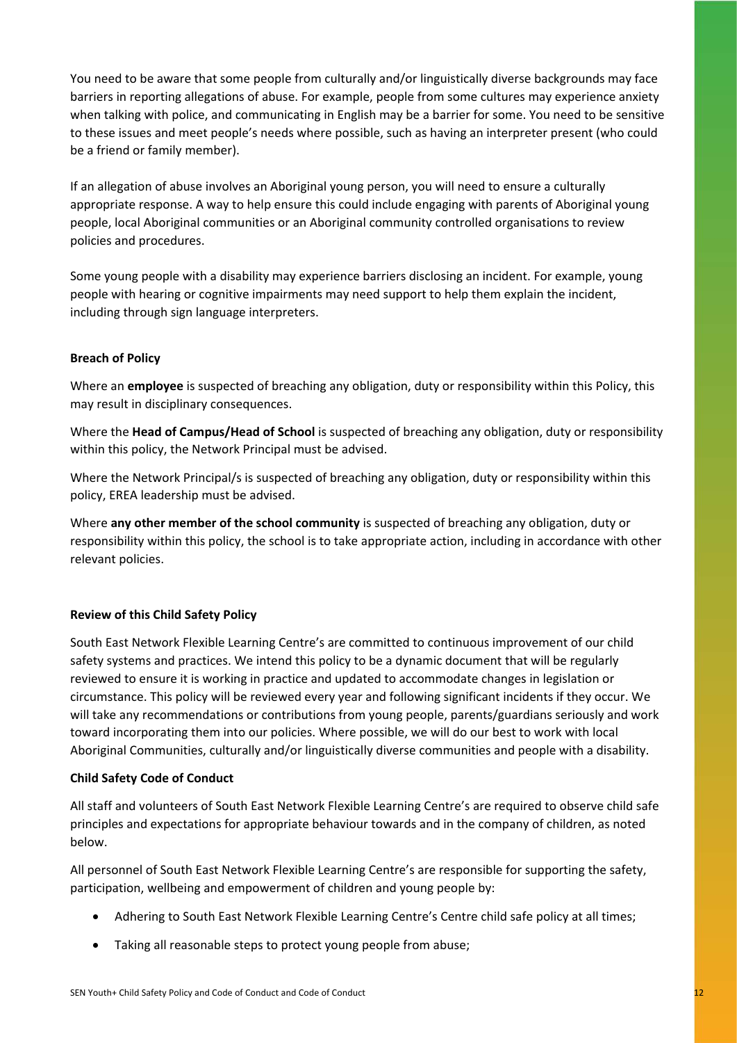You need to be aware that some people from culturally and/or linguistically diverse backgrounds may face barriers in reporting allegations of abuse. For example, people from some cultures may experience anxiety when talking with police, and communicating in English may be a barrier for some. You need to be sensitive to these issues and meet people's needs where possible, such as having an interpreter present (who could be a friend or family member).

If an allegation of abuse involves an Aboriginal young person, you will need to ensure a culturally appropriate response. A way to help ensure this could include engaging with parents of Aboriginal young people, local Aboriginal communities or an Aboriginal community controlled organisations to review policies and procedures.

Some young people with a disability may experience barriers disclosing an incident. For example, young people with hearing or cognitive impairments may need support to help them explain the incident, including through sign language interpreters.

**Breach of Policy**

Where an **employee** is suspected of breaching any obligation, duty or responsibility within this Policy, this may result in disciplinary consequences.

Where the **Head of Campus/Head of School** is suspected of breaching any obligation, duty or responsibility within this policy, the Network Principal must be advised.

Where the Network Principal/s is suspected of breaching any obligation, duty or responsibility within this policy, EREA leadership must be advised.

Where **any other member of the school community** is suspected of breaching any obligation, duty or responsibility within this policy, the school is to take appropriate action, including in accordance with other relevant policies.

**Review of this Child Safety Policy**

South East Network Flexible Learning Centre's are committed to continuous improvement of our child safety systems and practices. We intend this policy to be a dynamic document that will be regularly reviewed to ensure it is working in practice and updated to accommodate changes in legislation or circumstance. This policy will be reviewed every year and following significant incidents if they occur. We will take any recommendations or contributions from young people, parents/guardians seriously and work toward incorporating them into our policies. Where possible, we will do our best to work with local Aboriginal Communities, culturally and/or linguistically diverse communities and people with a disability.

**Child Safety Code of Conduct**

All staff and volunteers of South East Network Flexible Learning Centre's are required to observe child safe principles and expectations for appropriate behaviour towards and in the company of children, as noted below.

All personnel of South East Network Flexible Learning Centre's are responsible for supporting the safety, participation, wellbeing and empowerment of children and young people by:

- Adhering to South East Network Flexible Learning Centre's Centre child safe policy at all times;
- Taking all reasonable steps to protect young people from abuse;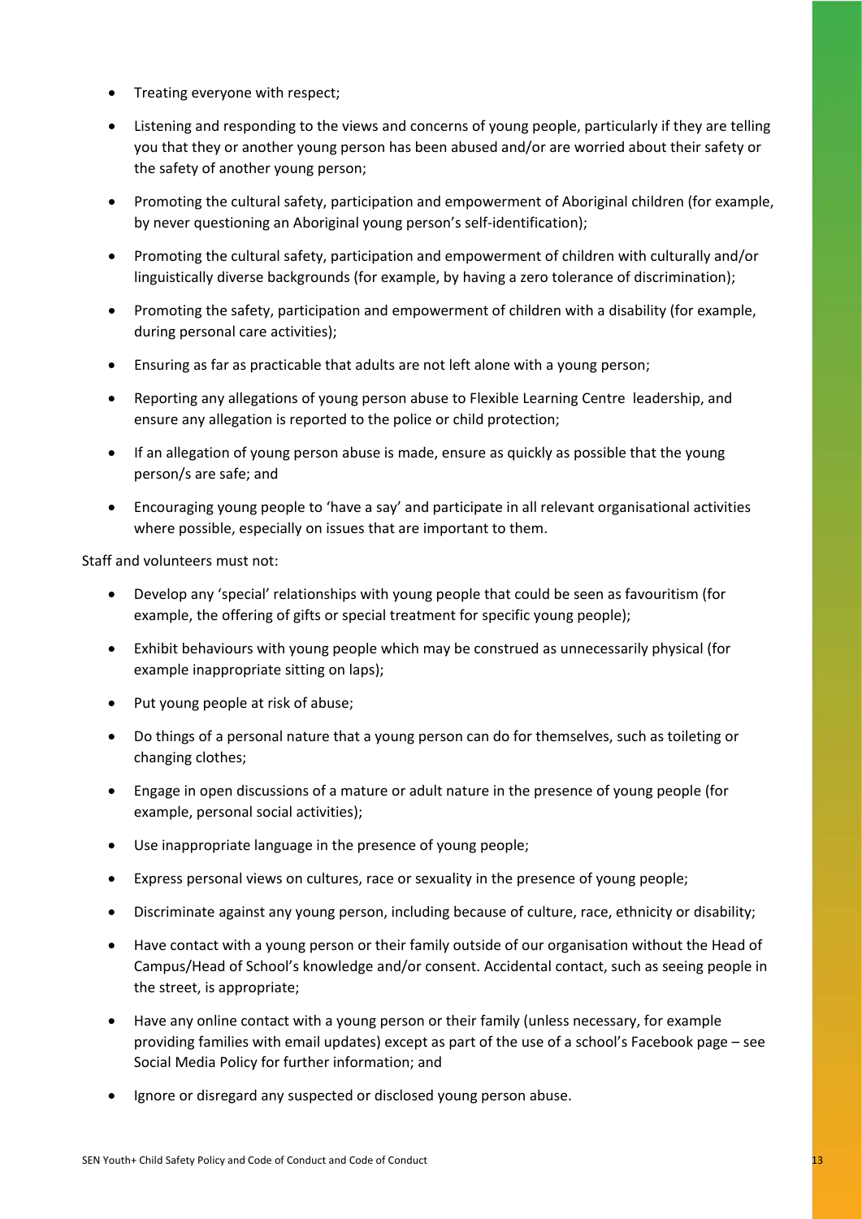- Treating everyone with respect;
- Listening and responding to the views and concerns of young people, particularly if they are telling you that they or another young person has been abused and/or are worried about their safety or the safety of another young person;
- Promoting the cultural safety, participation and empowerment of Aboriginal children (for example, by never questioning an Aboriginal young person's self-identification);
- Promoting the cultural safety, participation and empowerment of children with culturally and/or linguistically diverse backgrounds (for example, by having a zero tolerance of discrimination);
- Promoting the safety, participation and empowerment of children with a disability (for example, during personal care activities);
- Ensuring as far as practicable that adults are not left alone with a young person;
- Reporting any allegations of young person abuse to Flexible Learning Centre leadership, and ensure any allegation is reported to the police or child protection;
- If an allegation of young person abuse is made, ensure as quickly as possible that the young person/s are safe; and
- Encouraging young people to 'have a say' and participate in all relevant organisational activities where possible, especially on issues that are important to them.

Staff and volunteers must not:

- Develop any 'special' relationships with young people that could be seen as favouritism (for example, the offering of gifts or special treatment for specific young people);
- Exhibit behaviours with young people which may be construed as unnecessarily physical (for example inappropriate sitting on laps);
- Put young people at risk of abuse;
- Do things of a personal nature that a young person can do for themselves, such as toileting or changing clothes;
- Engage in open discussions of a mature or adult nature in the presence of young people (for example, personal social activities);
- Use inappropriate language in the presence of young people;
- Express personal views on cultures, race or sexuality in the presence of young people;
- Discriminate against any young person, including because of culture, race, ethnicity or disability;
- Have contact with a young person or their family outside of our organisation without the Head of Campus/Head of School's knowledge and/or consent. Accidental contact, such as seeing people in the street, is appropriate;
- Have any online contact with a young person or their family (unless necessary, for example providing families with email updates) except as part of the use of a school's Facebook page – see Social Media Policy for further information; and
- Ignore or disregard any suspected or disclosed young person abuse.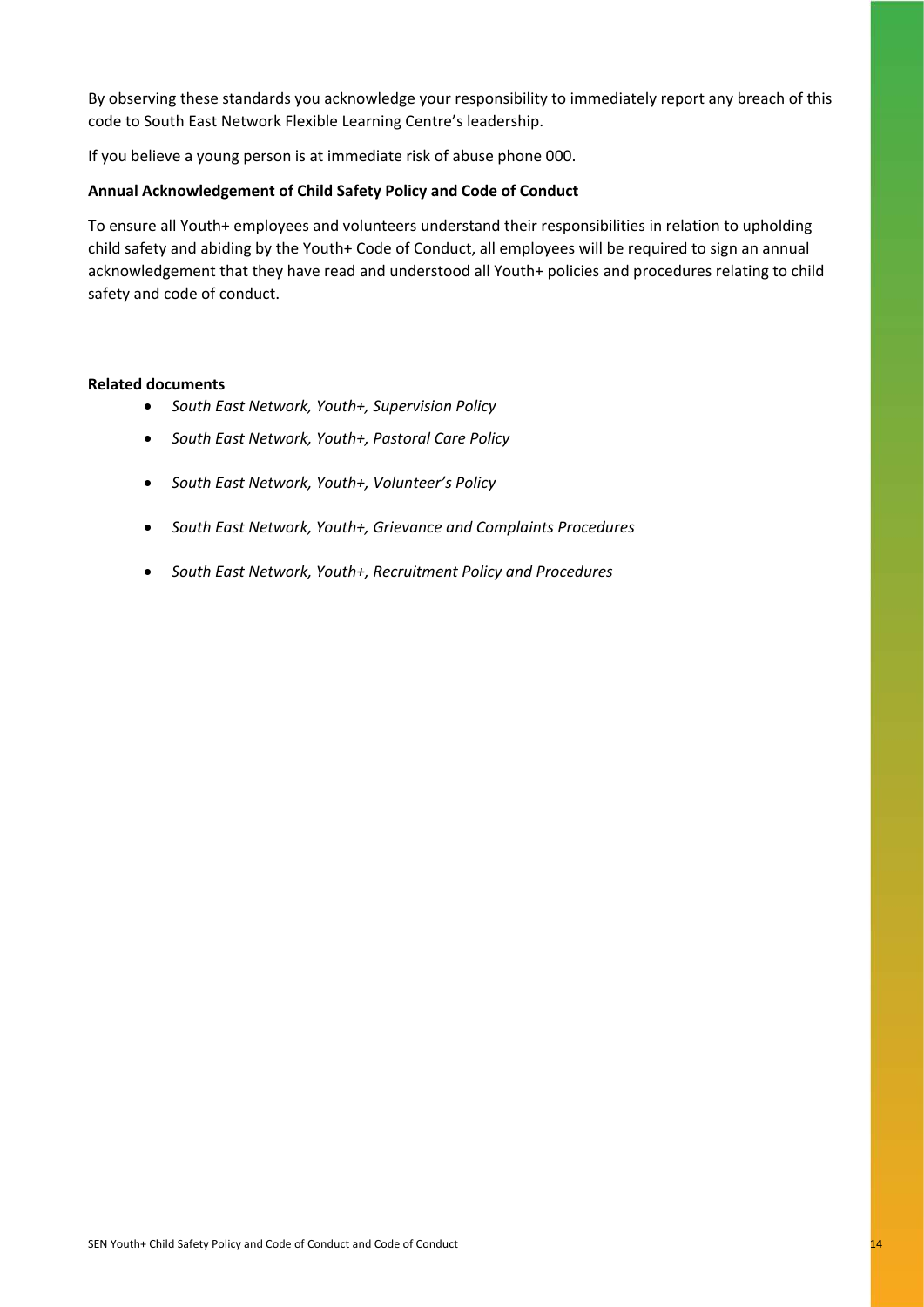By observing these standards you acknowledge your responsibility to immediately report any breach of this code to South East Network Flexible Learning Centre's leadership.

If you believe a young person is at immediate risk of abuse phone 000.

**Annual Acknowledgement of Child Safety Policy and Code of Conduct**

To ensure all Youth+ employees and volunteers understand their responsibilities in relation to upholding child safety and abiding by the Youth+ Code of Conduct, all employees will be required to sign an annual acknowledgement that they have read and understood all Youth+ policies and procedures relating to child safety and code of conduct.

**Related documents**

- *South East Network, Youth+, Supervision Policy*
- *South East Network, Youth+, Pastoral Care Policy*
- *South East Network, Youth+, Volunteer's Policy*
- *South East Network, Youth+, Grievance and Complaints Procedures*
- *South East Network, Youth+, Recruitment Policy and Procedures*